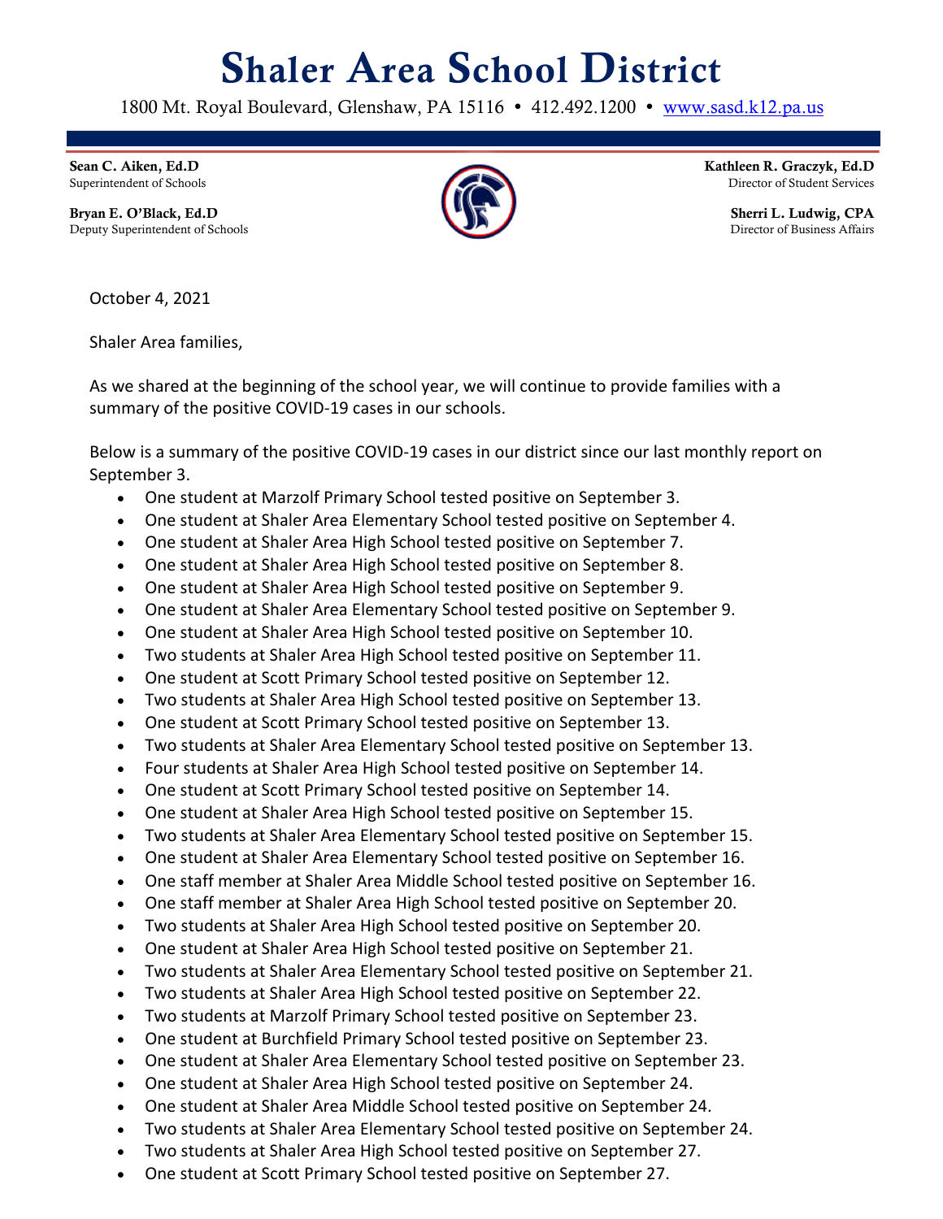# Shaler Area School District

1800 Mt. Royal Boulevard, Glenshaw, PA 15116 • 412.492.1200 • www.sasd.k12.pa.us

**Sean C. Aiken, Ed.D**
Superintendent of Schools

**Bryan E. O'Black, Ed.D**
Deputy Superintendent of Schools

**Kathleen R. Graczyk, Ed.D**
Director of Student Services

**Sherri L. Ludwig, CPA**
Director of Business Affairs

October 4, 2021

Shaler Area families,

As we shared at the beginning of the school year, we will continue to provide families with a summary of the positive COVID-19 cases in our schools.

Below is a summary of the positive COVID-19 cases in our district since our last monthly report on September 3.

- One student at Marzolf Primary School tested positive on September 3.
- One student at Shaler Area Elementary School tested positive on September 4.
- One student at Shaler Area High School tested positive on September 7.
- One student at Shaler Area High School tested positive on September 8.
- One student at Shaler Area High School tested positive on September 9.
- One student at Shaler Area Elementary School tested positive on September 9.
- One student at Shaler Area High School tested positive on September 10.
- Two students at Shaler Area High School tested positive on September 11.
- One student at Scott Primary School tested positive on September 12.
- Two students at Shaler Area High School tested positive on September 13.
- One student at Scott Primary School tested positive on September 13.
- Two students at Shaler Area Elementary School tested positive on September 13.
- Four students at Shaler Area High School tested positive on September 14.
- One student at Scott Primary School tested positive on September 14.
- One student at Shaler Area High School tested positive on September 15.
- Two students at Shaler Area Elementary School tested positive on September 15.
- One student at Shaler Area Elementary School tested positive on September 16.
- One staff member at Shaler Area Middle School tested positive on September 16.
- One staff member at Shaler Area High School tested positive on September 20.
- Two students at Shaler Area High School tested positive on September 20.
- One student at Shaler Area High School tested positive on September 21.
- Two students at Shaler Area Elementary School tested positive on September 21.
- Two students at Shaler Area High School tested positive on September 22.
- Two students at Marzolf Primary School tested positive on September 23.
- One student at Burchfield Primary School tested positive on September 23.
- One student at Shaler Area Elementary School tested positive on September 23.
- One student at Shaler Area High School tested positive on September 24.
- One student at Shaler Area Middle School tested positive on September 24.
- Two students at Shaler Area Elementary School tested positive on September 24.
- Two students at Shaler Area High School tested positive on September 27.
- One student at Scott Primary School tested positive on September 27.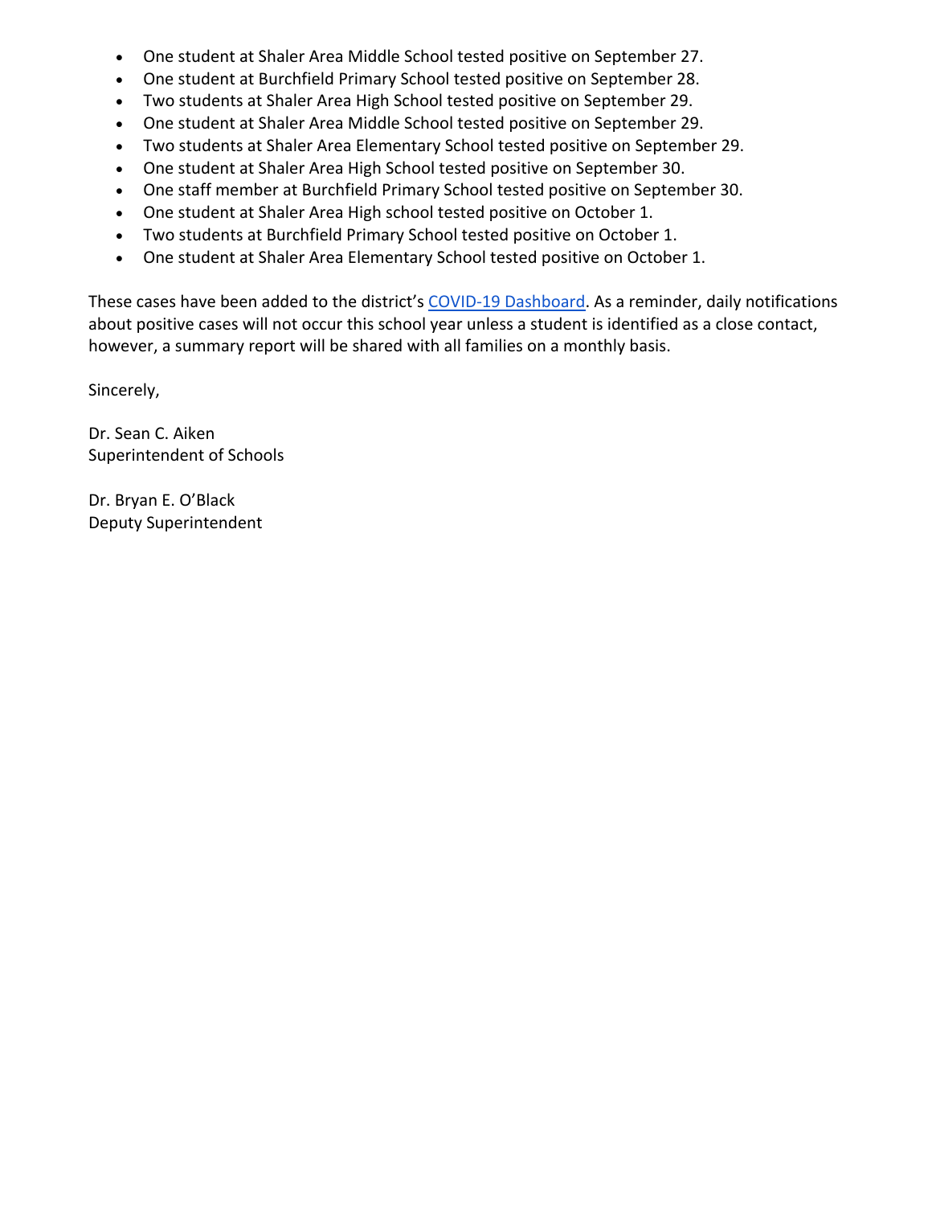- One student at Shaler Area Middle School tested positive on September 27.
- One student at Burchfield Primary School tested positive on September 28.
- Two students at Shaler Area High School tested positive on September 29.
- One student at Shaler Area Middle School tested positive on September 29.
- Two students at Shaler Area Elementary School tested positive on September 29.
- One student at Shaler Area High School tested positive on September 30.
- One staff member at Burchfield Primary School tested positive on September 30.
- One student at Shaler Area High school tested positive on October 1.
- Two students at Burchfield Primary School tested positive on October 1.
- One student at Shaler Area Elementary School tested positive on October 1.

These cases have been added to the district's COVID-19 Dashboard. As a reminder, daily notifications about positive cases will not occur this school year unless a student is identified as a close contact, however, a summary report will be shared with all families on a monthly basis.

Sincerely,

Dr. Sean C. Aiken
Superintendent of Schools

Dr. Bryan E. O'Black
Deputy Superintendent